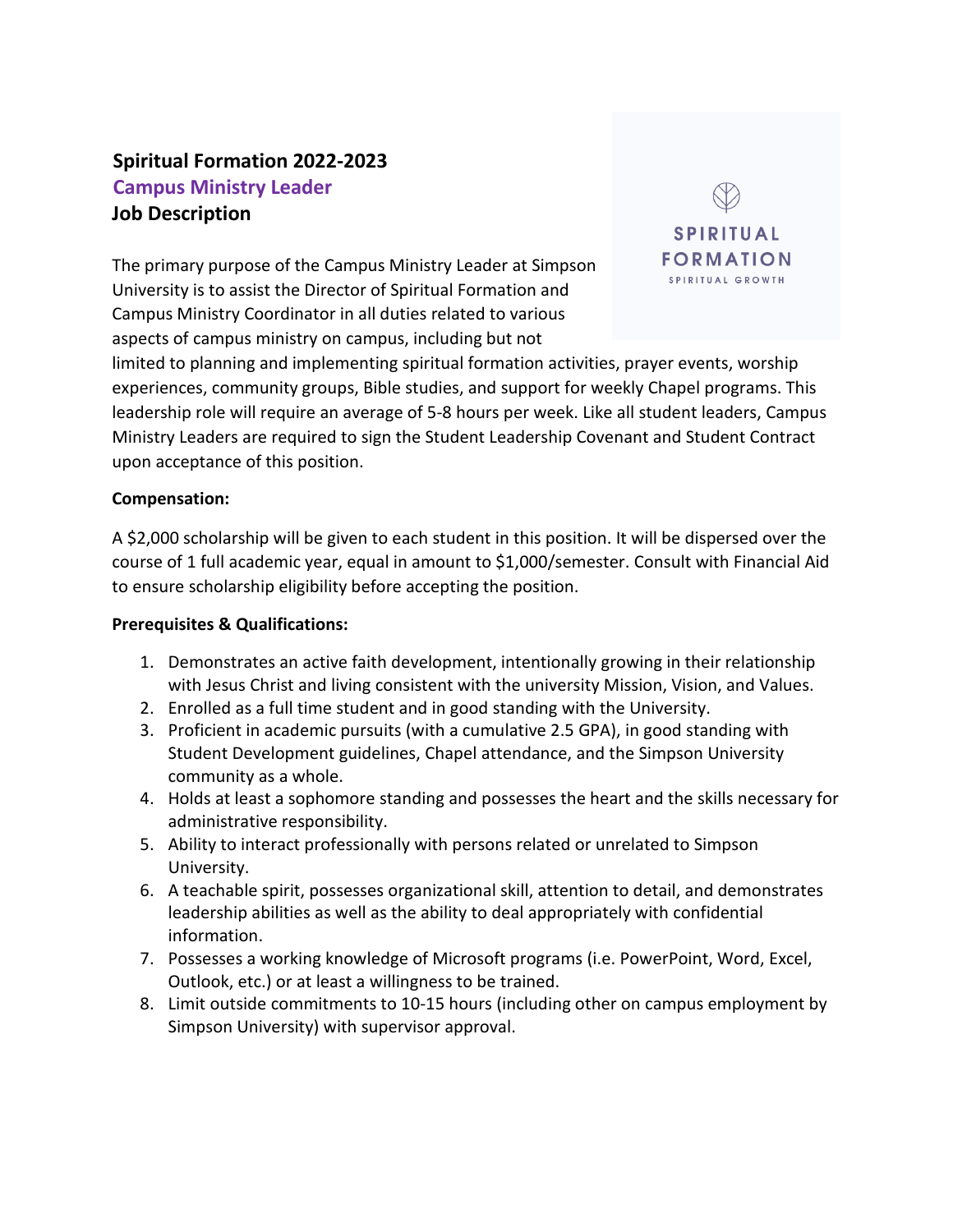# Spiritual Formation 2022-2023

## Campus Ministry Leader

## Job Description

SPIRITUAL FORMATION
SPIRITUAL GROWTH

The primary purpose of the Campus Ministry Leader at Simpson University is to assist the Director of Spiritual Formation and Campus Ministry Coordinator in all duties related to various aspects of campus ministry on campus, including but not limited to planning and implementing spiritual formation activities, prayer events, worship experiences, community groups, Bible studies, and support for weekly Chapel programs. This leadership role will require an average of 5-8 hours per week. Like all student leaders, Campus Ministry Leaders are required to sign the Student Leadership Covenant and Student Contract upon acceptance of this position.

**Compensation:**

A $2,000 scholarship will be given to each student in this position. It will be dispersed over the course of 1 full academic year, equal in amount to $1,000/semester. Consult with Financial Aid to ensure scholarship eligibility before accepting the position.

**Prerequisites & Qualifications:**

1. Demonstrates an active faith development, intentionally growing in their relationship with Jesus Christ and living consistent with the university Mission, Vision, and Values.
2. Enrolled as a full time student and in good standing with the University.
3. Proficient in academic pursuits (with a cumulative 2.5 GPA), in good standing with Student Development guidelines, Chapel attendance, and the Simpson University community as a whole.
4. Holds at least a sophomore standing and possesses the heart and the skills necessary for administrative responsibility.
5. Ability to interact professionally with persons related or unrelated to Simpson University.
6. A teachable spirit, possesses organizational skill, attention to detail, and demonstrates leadership abilities as well as the ability to deal appropriately with confidential information.
7. Possesses a working knowledge of Microsoft programs (i.e. PowerPoint, Word, Excel, Outlook, etc.) or at least a willingness to be trained.
8. Limit outside commitments to 10-15 hours (including other on campus employment by Simpson University) with supervisor approval.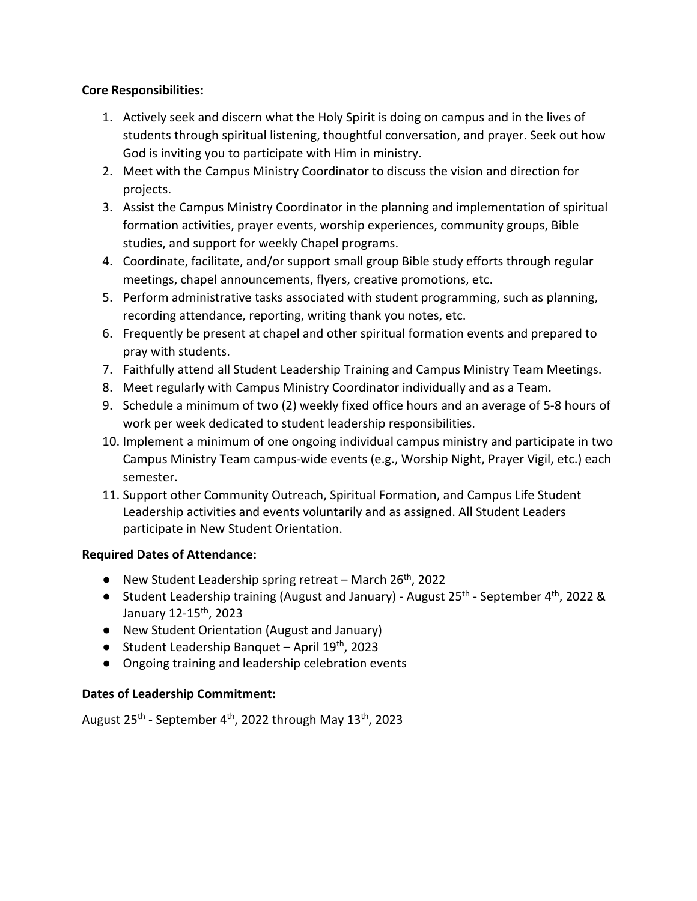**Core Responsibilities:**

1. Actively seek and discern what the Holy Spirit is doing on campus and in the lives of students through spiritual listening, thoughtful conversation, and prayer. Seek out how God is inviting you to participate with Him in ministry.
2. Meet with the Campus Ministry Coordinator to discuss the vision and direction for projects.
3. Assist the Campus Ministry Coordinator in the planning and implementation of spiritual formation activities, prayer events, worship experiences, community groups, Bible studies, and support for weekly Chapel programs.
4. Coordinate, facilitate, and/or support small group Bible study efforts through regular meetings, chapel announcements, flyers, creative promotions, etc.
5. Perform administrative tasks associated with student programming, such as planning, recording attendance, reporting, writing thank you notes, etc.
6. Frequently be present at chapel and other spiritual formation events and prepared to pray with students.
7. Faithfully attend all Student Leadership Training and Campus Ministry Team Meetings.
8. Meet regularly with Campus Ministry Coordinator individually and as a Team.
9. Schedule a minimum of two (2) weekly fixed office hours and an average of 5-8 hours of work per week dedicated to student leadership responsibilities.
10. Implement a minimum of one ongoing individual campus ministry and participate in two Campus Ministry Team campus-wide events (e.g., Worship Night, Prayer Vigil, etc.) each semester.
11. Support other Community Outreach, Spiritual Formation, and Campus Life Student Leadership activities and events voluntarily and as assigned. All Student Leaders participate in New Student Orientation.

**Required Dates of Attendance:**

- New Student Leadership spring retreat – March 26th, 2022
- Student Leadership training (August and January) - August 25th - September 4th, 2022 & January 12-15th, 2023
- New Student Orientation (August and January)
- Student Leadership Banquet – April 19th, 2023
- Ongoing training and leadership celebration events

**Dates of Leadership Commitment:**

August 25th - September 4th, 2022 through May 13th, 2023